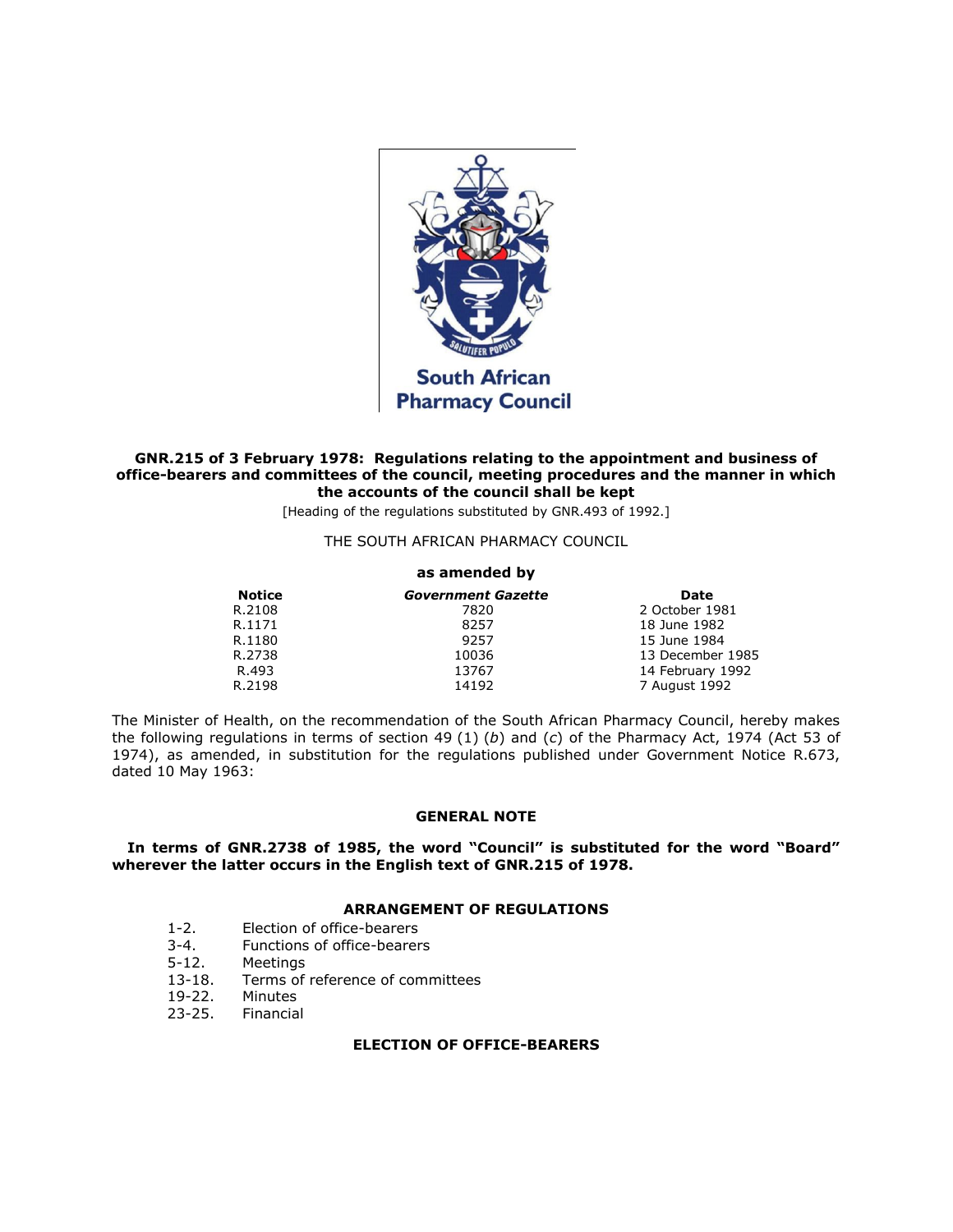South African Pharmacy Council

**GNR.215 of 3 February 1978: Regulations relating to the appointment and business of office-bearers and committees of the council, meeting procedures and the manner in which the accounts of the council shall be kept**

[Heading of the regulations substituted by GNR.493 of 1992.]

THE SOUTH AFRICAN PHARMACY COUNCIL

**as amended by**

| Notice | *Government Gazette* | Date |
|---|---|---|
| R.2108 | 7820 | 2 October 1981 |
| R.1171 | 8257 | 18 June 1982 |
| R.1180 | 9257 | 15 June 1984 |
| R.2738 | 10036 | 13 December 1985 |
| R.493 | 13767 | 14 February 1992 |
| R.2198 | 14192 | 7 August 1992 |

The Minister of Health, on the recommendation of the South African Pharmacy Council, hereby makes the following regulations in terms of section 49 (1) (*b*) and (*c*) of the Pharmacy Act, 1974 (Act 53 of 1974), as amended, in substitution for the regulations published under Government Notice R.673, dated 10 May 1963:

**GENERAL NOTE**

**In terms of GNR.2738 of 1985, the word "Council" is substituted for the word "Board" wherever the latter occurs in the English text of GNR.215 of 1978.**

**ARRANGEMENT OF REGULATIONS**

1-2. Election of office-bearers
3-4. Functions of office-bearers
5-12. Meetings
13-18. Terms of reference of committees
19-22. Minutes
23-25. Financial

**ELECTION OF OFFICE-BEARERS**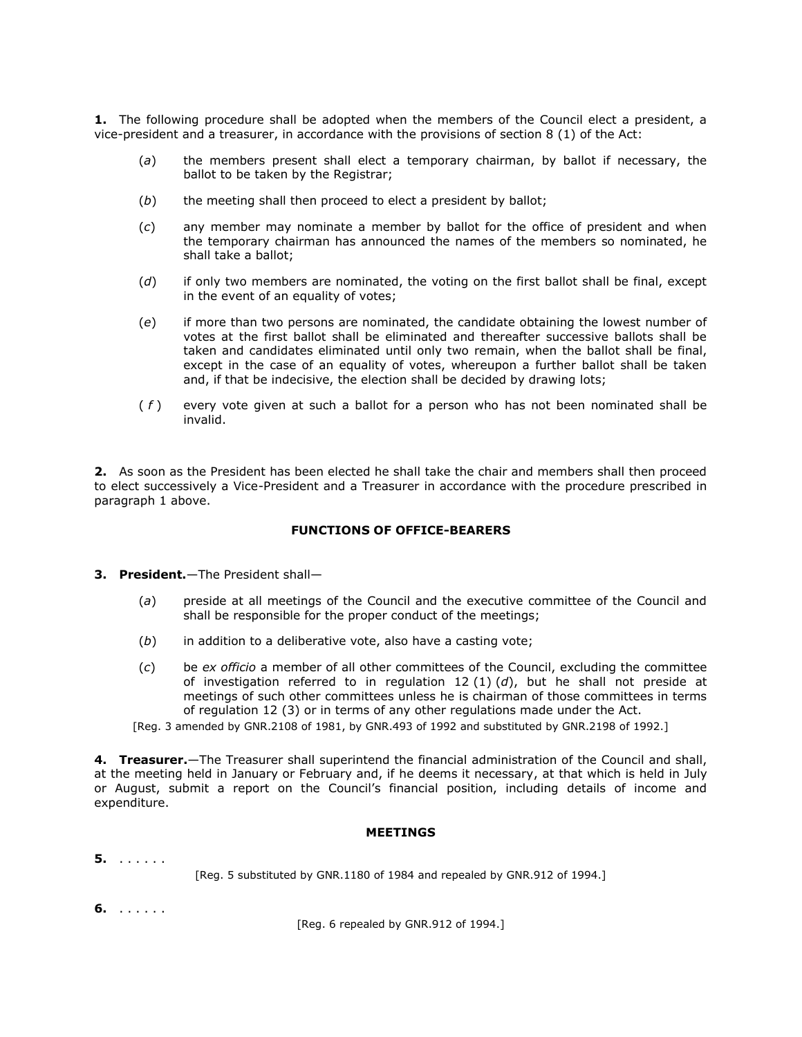**1.** The following procedure shall be adopted when the members of the Council elect a president, a vice-president and a treasurer, in accordance with the provisions of section 8 (1) of the Act:

(*a*) the members present shall elect a temporary chairman, by ballot if necessary, the ballot to be taken by the Registrar;

(*b*) the meeting shall then proceed to elect a president by ballot;

(*c*) any member may nominate a member by ballot for the office of president and when the temporary chairman has announced the names of the members so nominated, he shall take a ballot;

(*d*) if only two members are nominated, the voting on the first ballot shall be final, except in the event of an equality of votes;

(*e*) if more than two persons are nominated, the candidate obtaining the lowest number of votes at the first ballot shall be eliminated and thereafter successive ballots shall be taken and candidates eliminated until only two remain, when the ballot shall be final, except in the case of an equality of votes, whereupon a further ballot shall be taken and, if that be indecisive, the election shall be decided by drawing lots;

(*f*) every vote given at such a ballot for a person who has not been nominated shall be invalid.

**2.** As soon as the President has been elected he shall take the chair and members shall then proceed to elect successively a Vice-President and a Treasurer in accordance with the procedure prescribed in paragraph 1 above.

**FUNCTIONS OF OFFICE-BEARERS**

**3. President.**—The President shall—

(*a*) preside at all meetings of the Council and the executive committee of the Council and shall be responsible for the proper conduct of the meetings;

(*b*) in addition to a deliberative vote, also have a casting vote;

(*c*) be *ex officio* a member of all other committees of the Council, excluding the committee of investigation referred to in regulation 12 (1) (*d*), but he shall not preside at meetings of such other committees unless he is chairman of those committees in terms of regulation 12 (3) or in terms of any other regulations made under the Act.

[Reg. 3 amended by GNR.2108 of 1981, by GNR.493 of 1992 and substituted by GNR.2198 of 1992.]

**4. Treasurer.**—The Treasurer shall superintend the financial administration of the Council and shall, at the meeting held in January or February and, if he deems it necessary, at that which is held in July or August, submit a report on the Council's financial position, including details of income and expenditure.

**MEETINGS**

**5.** . . . . . .

[Reg. 5 substituted by GNR.1180 of 1984 and repealed by GNR.912 of 1994.]

**6.** . . . . . .

[Reg. 6 repealed by GNR.912 of 1994.]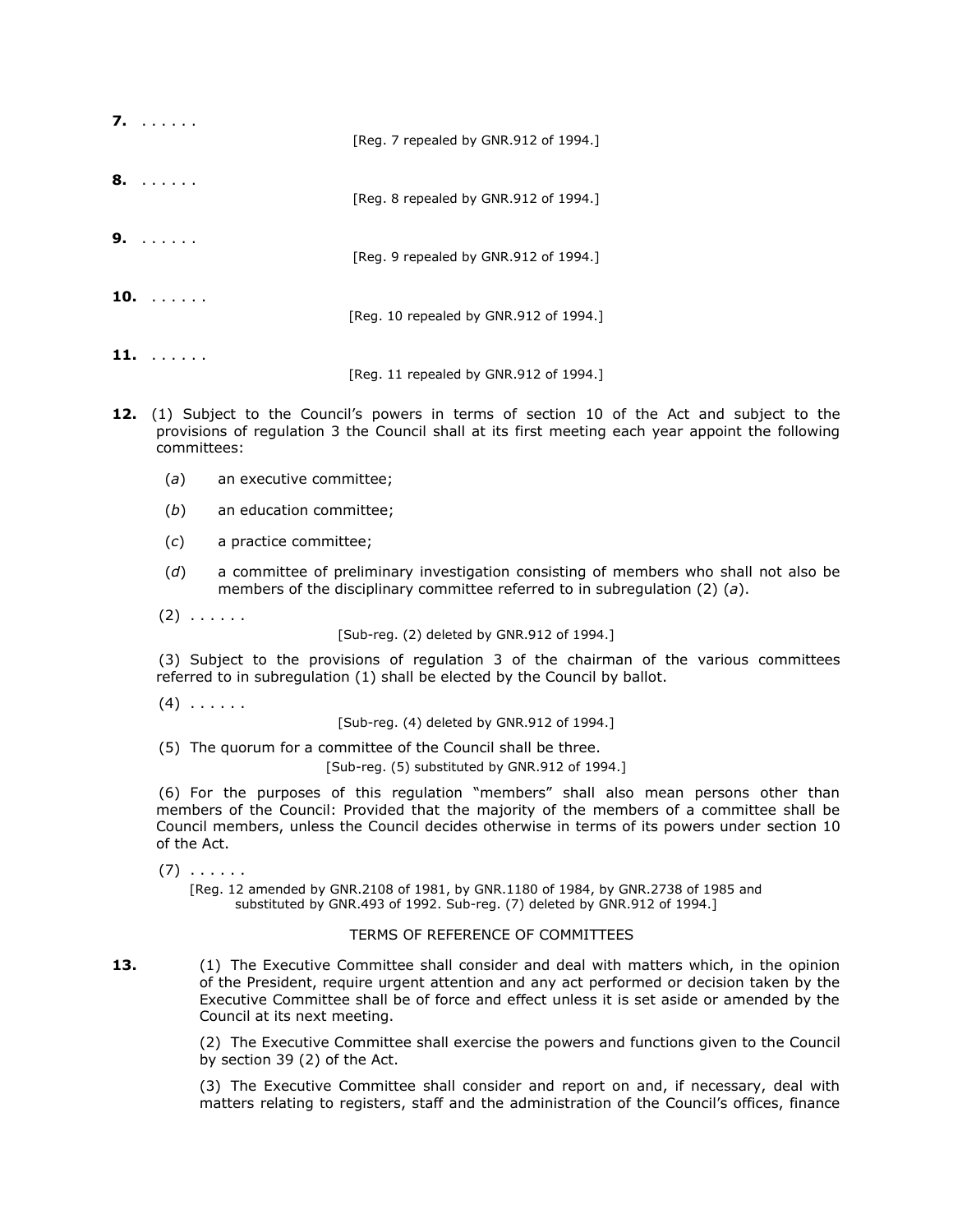**7.** . . . . . .

[Reg. 7 repealed by GNR.912 of 1994.]

**8.** . . . . . .

[Reg. 8 repealed by GNR.912 of 1994.]

**9.** . . . . . .

[Reg. 9 repealed by GNR.912 of 1994.]

**10.** . . . . . .

[Reg. 10 repealed by GNR.912 of 1994.]

**11.** . . . . . .

[Reg. 11 repealed by GNR.912 of 1994.]

**12.** (1) Subject to the Council's powers in terms of section 10 of the Act and subject to the provisions of regulation 3 the Council shall at its first meeting each year appoint the following committees:

(*a*) an executive committee;

(*b*) an education committee;

(*c*) a practice committee;

(*d*) a committee of preliminary investigation consisting of members who shall not also be members of the disciplinary committee referred to in subregulation (2) (*a*).

(2) . . . . . .

[Sub-reg. (2) deleted by GNR.912 of 1994.]

(3) Subject to the provisions of regulation 3 of the chairman of the various committees referred to in subregulation (1) shall be elected by the Council by ballot.

(4) . . . . . .

[Sub-reg. (4) deleted by GNR.912 of 1994.]

(5) The quorum for a committee of the Council shall be three.

[Sub-reg. (5) substituted by GNR.912 of 1994.]

(6) For the purposes of this regulation "members" shall also mean persons other than members of the Council: Provided that the majority of the members of a committee shall be Council members, unless the Council decides otherwise in terms of its powers under section 10 of the Act.

(7) . . . . . .

[Reg. 12 amended by GNR.2108 of 1981, by GNR.1180 of 1984, by GNR.2738 of 1985 and substituted by GNR.493 of 1992. Sub-reg. (7) deleted by GNR.912 of 1994.]

## TERMS OF REFERENCE OF COMMITTEES

**13.** (1) The Executive Committee shall consider and deal with matters which, in the opinion of the President, require urgent attention and any act performed or decision taken by the Executive Committee shall be of force and effect unless it is set aside or amended by the Council at its next meeting.

(2) The Executive Committee shall exercise the powers and functions given to the Council by section 39 (2) of the Act.

(3) The Executive Committee shall consider and report on and, if necessary, deal with matters relating to registers, staff and the administration of the Council's offices, finance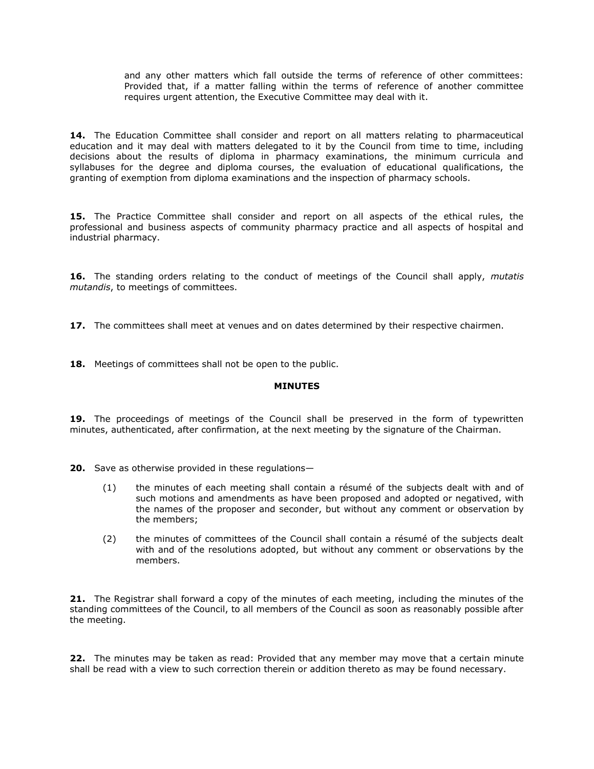and any other matters which fall outside the terms of reference of other committees: Provided that, if a matter falling within the terms of reference of another committee requires urgent attention, the Executive Committee may deal with it.

**14.** The Education Committee shall consider and report on all matters relating to pharmaceutical education and it may deal with matters delegated to it by the Council from time to time, including decisions about the results of diploma in pharmacy examinations, the minimum curricula and syllabuses for the degree and diploma courses, the evaluation of educational qualifications, the granting of exemption from diploma examinations and the inspection of pharmacy schools.

**15.** The Practice Committee shall consider and report on all aspects of the ethical rules, the professional and business aspects of community pharmacy practice and all aspects of hospital and industrial pharmacy.

**16.** The standing orders relating to the conduct of meetings of the Council shall apply, *mutatis mutandis*, to meetings of committees.

**17.** The committees shall meet at venues and on dates determined by their respective chairmen.

**18.** Meetings of committees shall not be open to the public.

**MINUTES**

**19.** The proceedings of meetings of the Council shall be preserved in the form of typewritten minutes, authenticated, after confirmation, at the next meeting by the signature of the Chairman.

**20.** Save as otherwise provided in these regulations—

(1) the minutes of each meeting shall contain a résumé of the subjects dealt with and of such motions and amendments as have been proposed and adopted or negatived, with the names of the proposer and seconder, but without any comment or observation by the members;

(2) the minutes of committees of the Council shall contain a résumé of the subjects dealt with and of the resolutions adopted, but without any comment or observations by the members.

**21.** The Registrar shall forward a copy of the minutes of each meeting, including the minutes of the standing committees of the Council, to all members of the Council as soon as reasonably possible after the meeting.

**22.** The minutes may be taken as read: Provided that any member may move that a certain minute shall be read with a view to such correction therein or addition thereto as may be found necessary.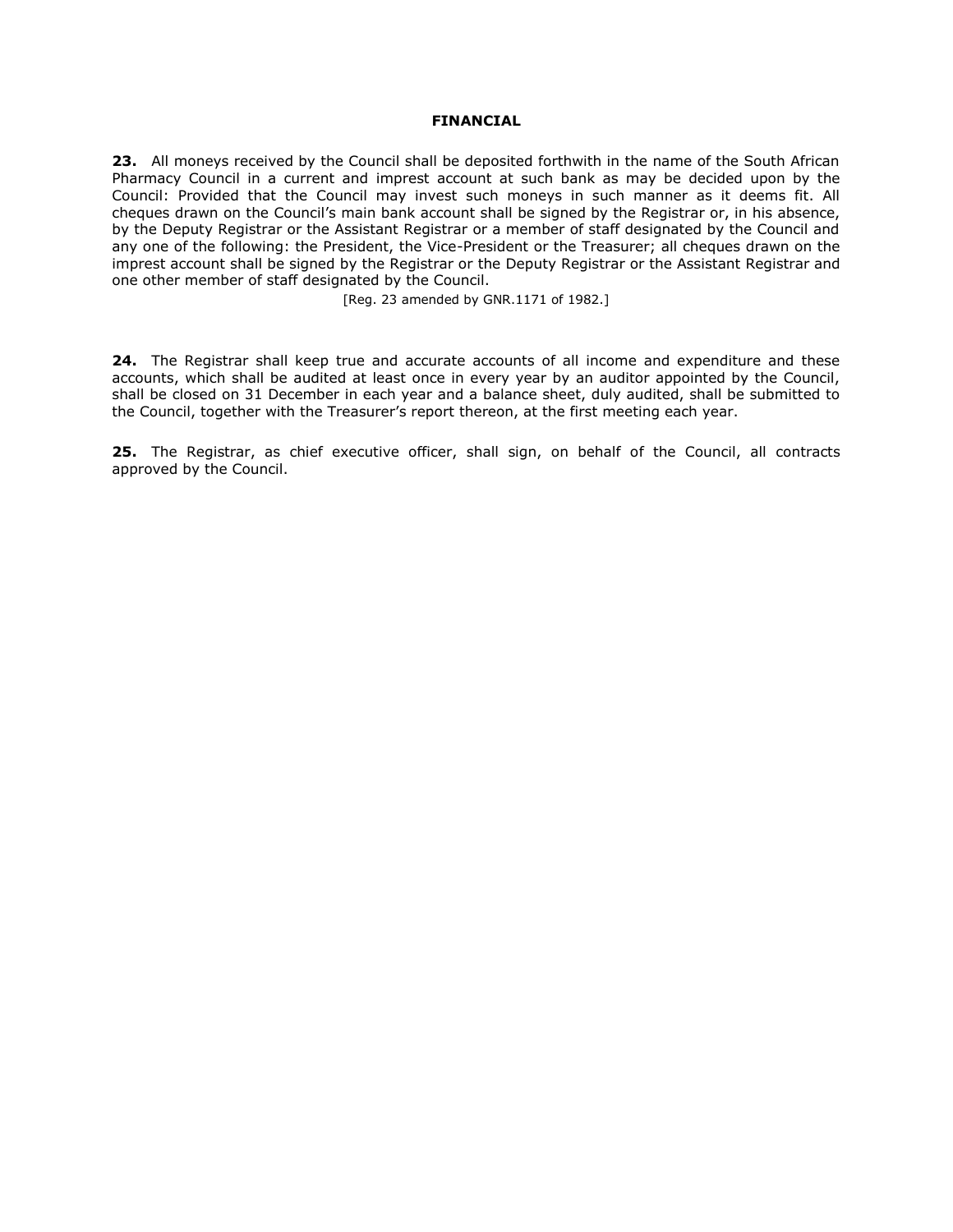## FINANCIAL

**23.** All moneys received by the Council shall be deposited forthwith in the name of the South African Pharmacy Council in a current and imprest account at such bank as may be decided upon by the Council: Provided that the Council may invest such moneys in such manner as it deems fit. All cheques drawn on the Council's main bank account shall be signed by the Registrar or, in his absence, by the Deputy Registrar or the Assistant Registrar or a member of staff designated by the Council and any one of the following: the President, the Vice-President or the Treasurer; all cheques drawn on the imprest account shall be signed by the Registrar or the Deputy Registrar or the Assistant Registrar and one other member of staff designated by the Council.

[Reg. 23 amended by GNR.1171 of 1982.]

**24.** The Registrar shall keep true and accurate accounts of all income and expenditure and these accounts, which shall be audited at least once in every year by an auditor appointed by the Council, shall be closed on 31 December in each year and a balance sheet, duly audited, shall be submitted to the Council, together with the Treasurer's report thereon, at the first meeting each year.

**25.** The Registrar, as chief executive officer, shall sign, on behalf of the Council, all contracts approved by the Council.